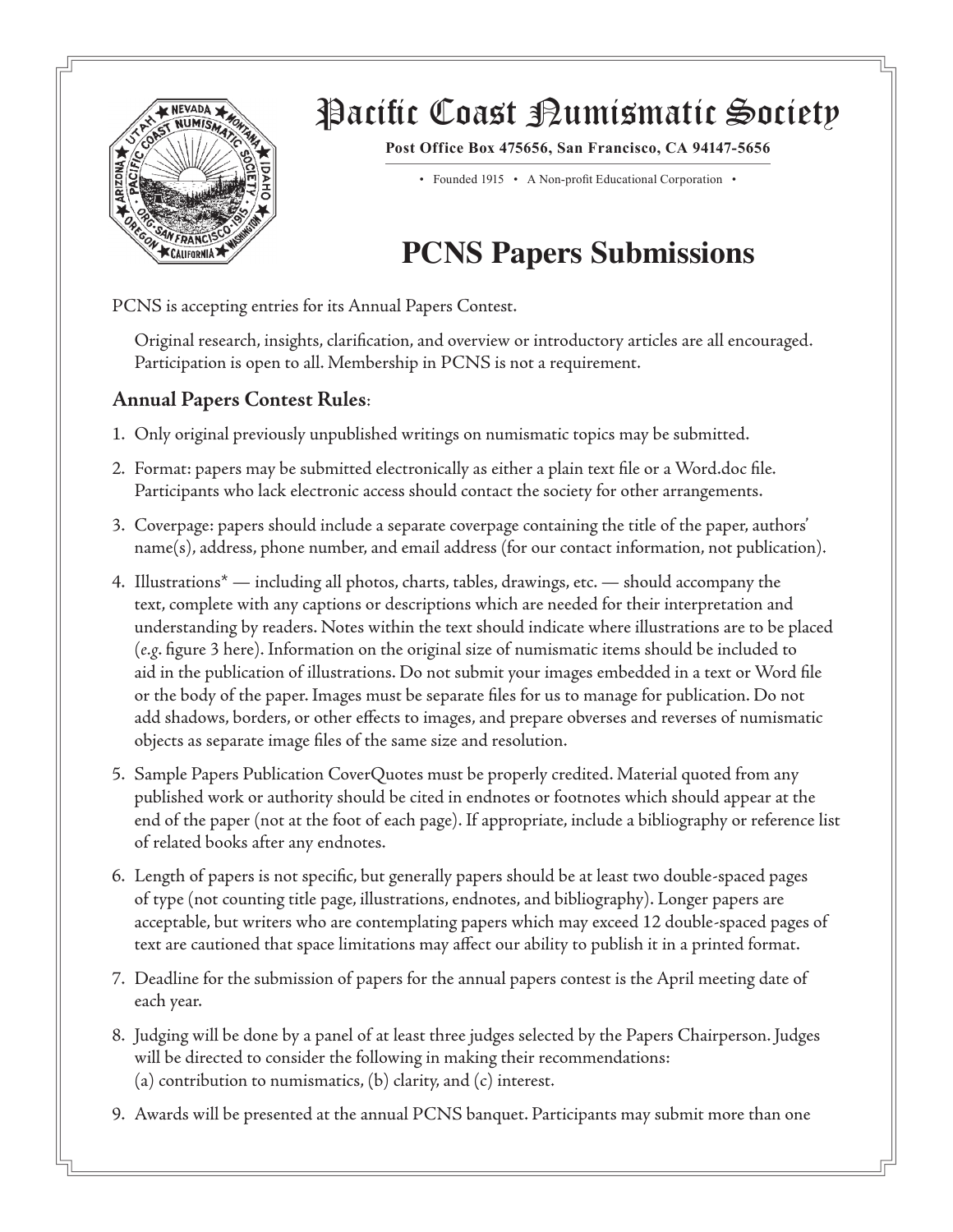# Pacific Coast Numismatic Society

**Post Office Box 475656, San Francisco, CA 94147-5656**

• Founded 1915 • A Non-profit Educational Corporation •

## PCNS Papers Submissions

PCNS is accepting entries for its Annual Papers Contest.

Original research, insights, clarification, and overview or introductory articles are all encouraged. Participation is open to all. Membership in PCNS is not a requirement.

### Annual Papers Contest Rules:

1. Only original previously unpublished writings on numismatic topics may be submitted.
2. Format: papers may be submitted electronically as either a plain text file or a Word.doc file. Participants who lack electronic access should contact the society for other arrangements.
3. Coverpage: papers should include a separate coverpage containing the title of the paper, authors' name(s), address, phone number, and email address (for our contact information, not publication).
4. Illustrations* — including all photos, charts, tables, drawings, etc. — should accompany the text, complete with any captions or descriptions which are needed for their interpretation and understanding by readers. Notes within the text should indicate where illustrations are to be placed (*e.g*. figure 3 here). Information on the original size of numismatic items should be included to aid in the publication of illustrations. Do not submit your images embedded in a text or Word file or the body of the paper. Images must be separate files for us to manage for publication. Do not add shadows, borders, or other effects to images, and prepare obverses and reverses of numismatic objects as separate image files of the same size and resolution.
5. Sample Papers Publication CoverQuotes must be properly credited. Material quoted from any published work or authority should be cited in endnotes or footnotes which should appear at the end of the paper (not at the foot of each page). If appropriate, include a bibliography or reference list of related books after any endnotes.
6. Length of papers is not specific, but generally papers should be at least two double-spaced pages of type (not counting title page, illustrations, endnotes, and bibliography). Longer papers are acceptable, but writers who are contemplating papers which may exceed 12 double-spaced pages of text are cautioned that space limitations may affect our ability to publish it in a printed format.
7. Deadline for the submission of papers for the annual papers contest is the April meeting date of each year.
8. Judging will be done by a panel of at least three judges selected by the Papers Chairperson. Judges will be directed to consider the following in making their recommendations:
   (a) contribution to numismatics, (b) clarity, and (c) interest.
9. Awards will be presented at the annual PCNS banquet. Participants may submit more than one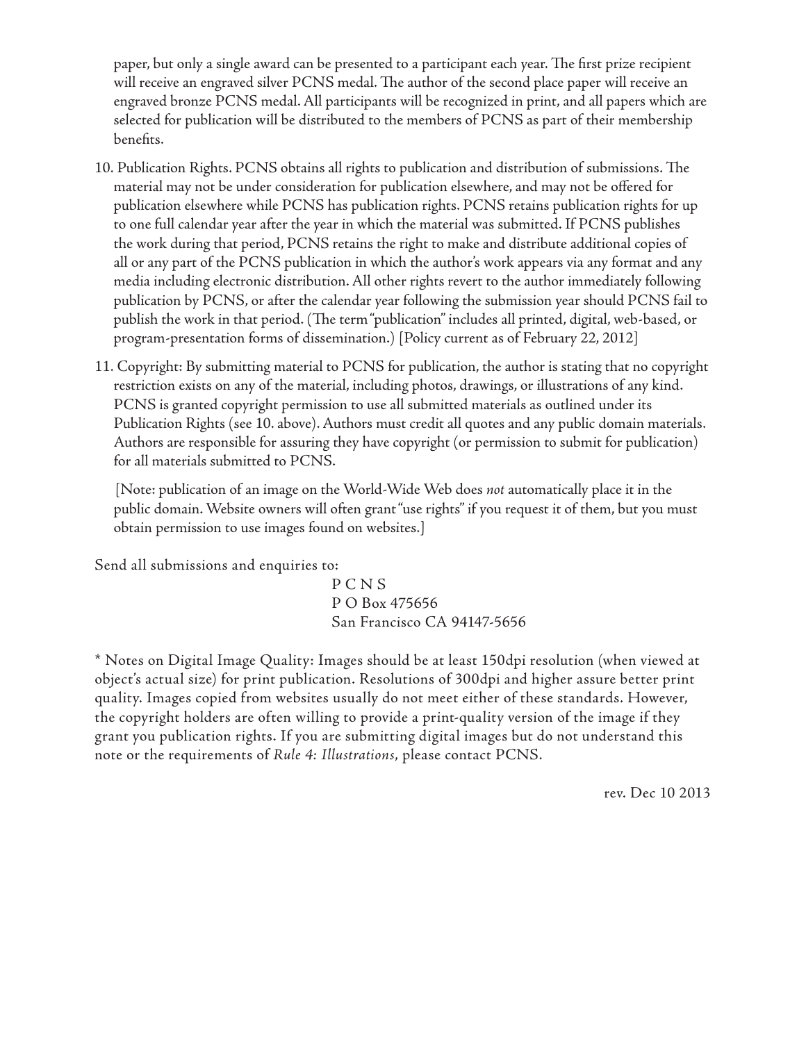paper, but only a single award can be presented to a participant each year. The first prize recipient will receive an engraved silver PCNS medal. The author of the second place paper will receive an engraved bronze PCNS medal. All participants will be recognized in print, and all papers which are selected for publication will be distributed to the members of PCNS as part of their membership benefits.

10. Publication Rights. PCNS obtains all rights to publication and distribution of submissions. The material may not be under consideration for publication elsewhere, and may not be offered for publication elsewhere while PCNS has publication rights. PCNS retains publication rights for up to one full calendar year after the year in which the material was submitted. If PCNS publishes the work during that period, PCNS retains the right to make and distribute additional copies of all or any part of the PCNS publication in which the author's work appears via any format and any media including electronic distribution. All other rights revert to the author immediately following publication by PCNS, or after the calendar year following the submission year should PCNS fail to publish the work in that period. (The term "publication" includes all printed, digital, web-based, or program-presentation forms of dissemination.) [Policy current as of February 22, 2012]

11. Copyright: By submitting material to PCNS for publication, the author is stating that no copyright restriction exists on any of the material, including photos, drawings, or illustrations of any kind. PCNS is granted copyright permission to use all submitted materials as outlined under its Publication Rights (see 10. above). Authors must credit all quotes and any public domain materials. Authors are responsible for assuring they have copyright (or permission to submit for publication) for all materials submitted to PCNS.

    [Note: publication of an image on the World-Wide Web does *not* automatically place it in the public domain. Website owners will often grant "use rights" if you request it of them, but you must obtain permission to use images found on websites.]

Send all submissions and enquiries to:

P C N S
P O Box 475656
San Francisco CA 94147-5656

* Notes on Digital Image Quality: Images should be at least 150dpi resolution (when viewed at object's actual size) for print publication. Resolutions of 300dpi and higher assure better print quality. Images copied from websites usually do not meet either of these standards. However, the copyright holders are often willing to provide a print-quality version of the image if they grant you publication rights. If you are submitting digital images but do not understand this note or the requirements of *Rule 4: Illustrations*, please contact PCNS.

rev. Dec 10 2013